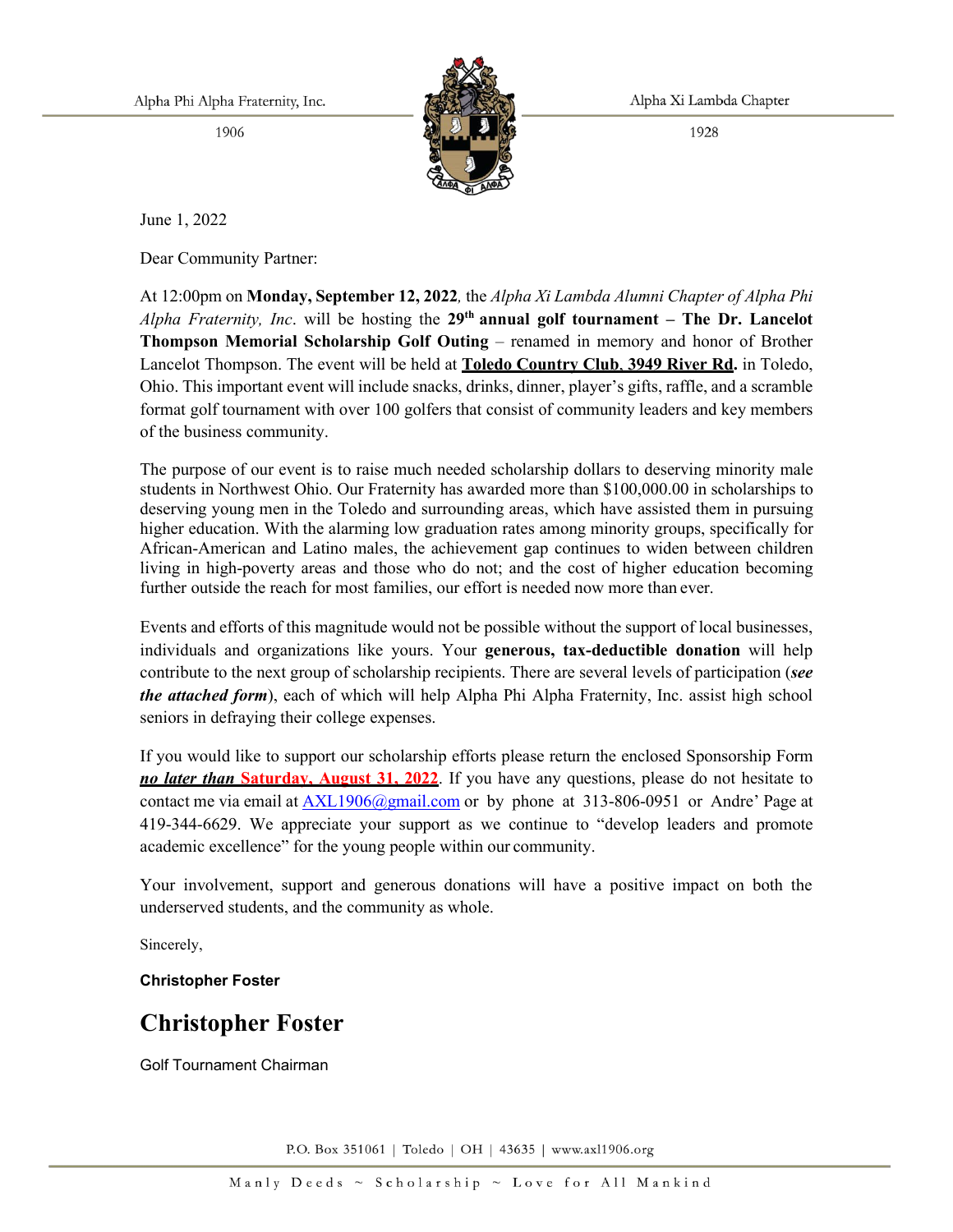Alpha Phi Alpha Fraternity, Inc.
1906

Alpha Xi Lambda Chapter
1928

June 1, 2022

Dear Community Partner:

At 12:00pm on **Monday, September 12, 2022***,* the *Alpha Xi Lambda Alumni Chapter of Alpha Phi Alpha Fraternity, Inc*. will be hosting the **29th annual golf tournament – The Dr. Lancelot Thompson Memorial Scholarship Golf Outing** – renamed in memory and honor of Brother Lancelot Thompson. The event will be held at **Toledo Country Club, 3949 River Rd.** in Toledo, Ohio. This important event will include snacks, drinks, dinner, player's gifts, raffle, and a scramble format golf tournament with over 100 golfers that consist of community leaders and key members of the business community.

The purpose of our event is to raise much needed scholarship dollars to deserving minority male students in Northwest Ohio. Our Fraternity has awarded more than $100,000.00 in scholarships to deserving young men in the Toledo and surrounding areas, which have assisted them in pursuing higher education. With the alarming low graduation rates among minority groups, specifically for African-American and Latino males, the achievement gap continues to widen between children living in high-poverty areas and those who do not; and the cost of higher education becoming further outside the reach for most families, our effort is needed now more than ever.

Events and efforts of this magnitude would not be possible without the support of local businesses, individuals and organizations like yours. Your **generous, tax-deductible donation** will help contribute to the next group of scholarship recipients. There are several levels of participation (***see the attached form***), each of which will help Alpha Phi Alpha Fraternity, Inc. assist high school seniors in defraying their college expenses.

If you would like to support our scholarship efforts please return the enclosed Sponsorship Form ***no later than*** **Saturday, August 31, 2022**. If you have any questions, please do not hesitate to contact me via email at AXL1906@gmail.com or by phone at 313-806-0951 or Andre' Page at 419-344-6629. We appreciate your support as we continue to "develop leaders and promote academic excellence" for the young people within our community.

Your involvement, support and generous donations will have a positive impact on both the underserved students, and the community as whole.

Sincerely,

**Christopher Foster**

**Christopher Foster**

Golf Tournament Chairman

P.O. Box 351061 | Toledo | OH | 43635 | www.axl1906.org

Manly Deeds ~ Scholarship ~ Love for All Mankind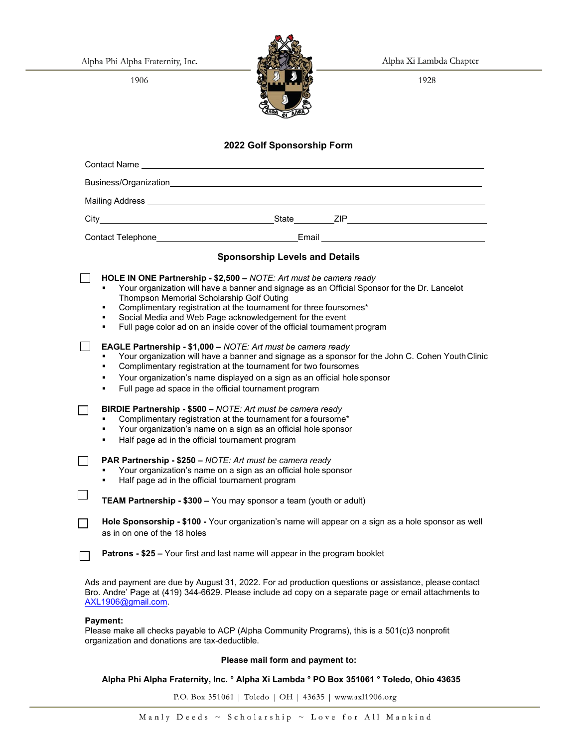Alpha Phi Alpha Fraternity, Inc.

1906

Alpha Xi Lambda Chapter

1928

## 2022 Golf Sponsorship Form

Contact Name \_\_\_\_\_\_\_\_\_\_\_\_\_\_\_\_\_\_\_\_\_\_\_\_\_\_\_\_\_\_\_\_\_\_\_\_\_\_\_\_

Business/Organization \_\_\_\_\_\_\_\_\_\_\_\_\_\_\_\_\_\_\_\_\_\_\_\_\_\_\_\_\_\_\_\_\_\_\_\_

Mailing Address \_\_\_\_\_\_\_\_\_\_\_\_\_\_\_\_\_\_\_\_\_\_\_\_\_\_\_\_\_\_\_\_\_\_\_\_\_\_\_\_

City \_\_\_\_\_\_\_\_\_\_\_\_\_\_\_\_\_\_\_\_ State \_\_\_\_\_\_ ZIP \_\_\_\_\_\_\_\_\_\_\_\_\_\_\_\_

Contact Telephone \_\_\_\_\_\_\_\_\_\_\_\_\_\_\_\_\_\_\_\_ Email \_\_\_\_\_\_\_\_\_\_\_\_\_\_\_\_\_\_\_\_

### Sponsorship Levels and Details

☐ **HOLE IN ONE Partnership - $2,500 –** *NOTE: Art must be camera ready*

- Your organization will have a banner and signage as an Official Sponsor for the Dr. Lancelot Thompson Memorial Scholarship Golf Outing
- Complimentary registration at the tournament for three foursomes*
- Social Media and Web Page acknowledgement for the event
- Full page color ad on an inside cover of the official tournament program

☐ **EAGLE Partnership - $1,000 –** *NOTE: Art must be camera ready*

- Your organization will have a banner and signage as a sponsor for the John C. Cohen Youth Clinic
- Complimentary registration at the tournament for two foursomes
- Your organization's name displayed on a sign as an official hole sponsor
- Full page ad space in the official tournament program

☐ **BIRDIE Partnership - $500 –** *NOTE: Art must be camera ready*

- Complimentary registration at the tournament for a foursome*
- Your organization's name on a sign as an official hole sponsor
- Half page ad in the official tournament program

☐ **PAR Partnership - $250 –** *NOTE: Art must be camera ready*

- Your organization's name on a sign as an official hole sponsor
- Half page ad in the official tournament program

☐ **TEAM Partnership - $300 –** You may sponsor a team (youth or adult)

☐ **Hole Sponsorship - $100 -** Your organization's name will appear on a sign as a hole sponsor as well as in on one of the 18 holes

☐ **Patrons - $25 –** Your first and last name will appear in the program booklet

Ads and payment are due by August 31, 2022. For ad production questions or assistance, please contact Bro. Andre' Page at (419) 344-6629. Please include ad copy on a separate page or email attachments to AXL1906@gmail.com.

**Payment:**
Please make all checks payable to ACP (Alpha Community Programs), this is a 501(c)3 nonprofit organization and donations are tax-deductible.

**Please mail form and payment to:**

**Alpha Phi Alpha Fraternity, Inc. ° Alpha Xi Lambda ° PO Box 351061 ° Toledo, Ohio 43635**

P.O. Box 351061 | Toledo | OH | 43635 | www.axl1906.org

Manly Deeds ~ Scholarship ~ Love for All Mankind